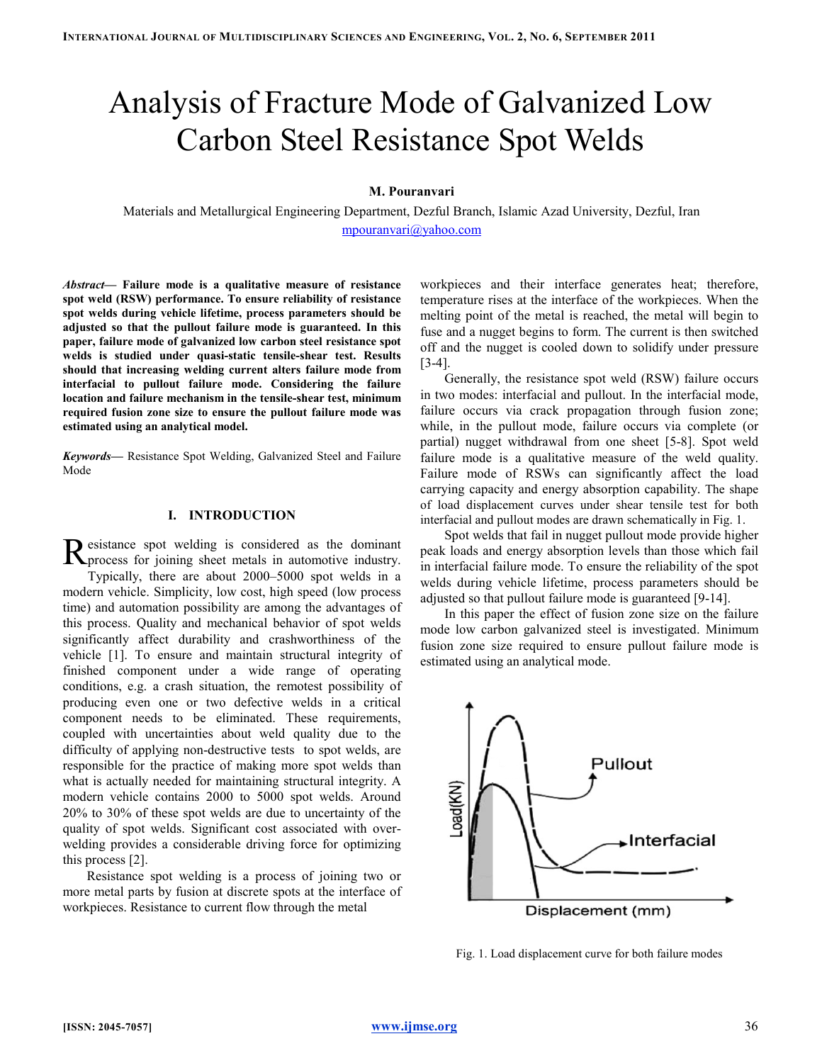# Analysis of Fracture Mode of Galvanized Low Carbon Steel Resistance Spot Welds

**M. Pouranvari**

Materials and Metallurgical Engineering Department, Dezful Branch, Islamic Azad University, Dezful, Iran

mpouranvari@yahoo.com

***Abstract*— Failure mode is a qualitative measure of resistance spot weld (RSW) performance. To ensure reliability of resistance spot welds during vehicle lifetime, process parameters should be adjusted so that the pullout failure mode is guaranteed. In this paper, failure mode of galvanized low carbon steel resistance spot welds is studied under quasi-static tensile-shear test. Results should that increasing welding current alters failure mode from interfacial to pullout failure mode. Considering the failure location and failure mechanism in the tensile-shear test, minimum required fusion zone size to ensure the pullout failure mode was estimated using an analytical model.**

***Keywords*—** Resistance Spot Welding, Galvanized Steel and Failure Mode

## I. INTRODUCTION

Resistance spot welding is considered as the dominant process for joining sheet metals in automotive industry. Typically, there are about 2000–5000 spot welds in a modern vehicle. Simplicity, low cost, high speed (low process time) and automation possibility are among the advantages of this process. Quality and mechanical behavior of spot welds significantly affect durability and crashworthiness of the vehicle [1]. To ensure and maintain structural integrity of finished component under a wide range of operating conditions, e.g. a crash situation, the remotest possibility of producing even one or two defective welds in a critical component needs to be eliminated. These requirements, coupled with uncertainties about weld quality due to the difficulty of applying non-destructive tests to spot welds, are responsible for the practice of making more spot welds than what is actually needed for maintaining structural integrity. A modern vehicle contains 2000 to 5000 spot welds. Around 20% to 30% of these spot welds are due to uncertainty of the quality of spot welds. Significant cost associated with over-welding provides a considerable driving force for optimizing this process [2].

Resistance spot welding is a process of joining two or more metal parts by fusion at discrete spots at the interface of workpieces. Resistance to current flow through the metal workpieces and their interface generates heat; therefore, temperature rises at the interface of the workpieces. When the melting point of the metal is reached, the metal will begin to fuse and a nugget begins to form. The current is then switched off and the nugget is cooled down to solidify under pressure [3-4].

Generally, the resistance spot weld (RSW) failure occurs in two modes: interfacial and pullout. In the interfacial mode, failure occurs via crack propagation through fusion zone; while, in the pullout mode, failure occurs via complete (or partial) nugget withdrawal from one sheet [5-8]. Spot weld failure mode is a qualitative measure of the weld quality. Failure mode of RSWs can significantly affect the load carrying capacity and energy absorption capability. The shape of load displacement curves under shear tensile test for both interfacial and pullout modes are drawn schematically in Fig. 1.

Spot welds that fail in nugget pullout mode provide higher peak loads and energy absorption levels than those which fail in interfacial failure mode. To ensure the reliability of the spot welds during vehicle lifetime, process parameters should be adjusted so that pullout failure mode is guaranteed [9-14].

In this paper the effect of fusion zone size on the failure mode low carbon galvanized steel is investigated. Minimum fusion zone size required to ensure pullout failure mode is estimated using an analytical mode.

Fig. 1. Load displacement curve for both failure modes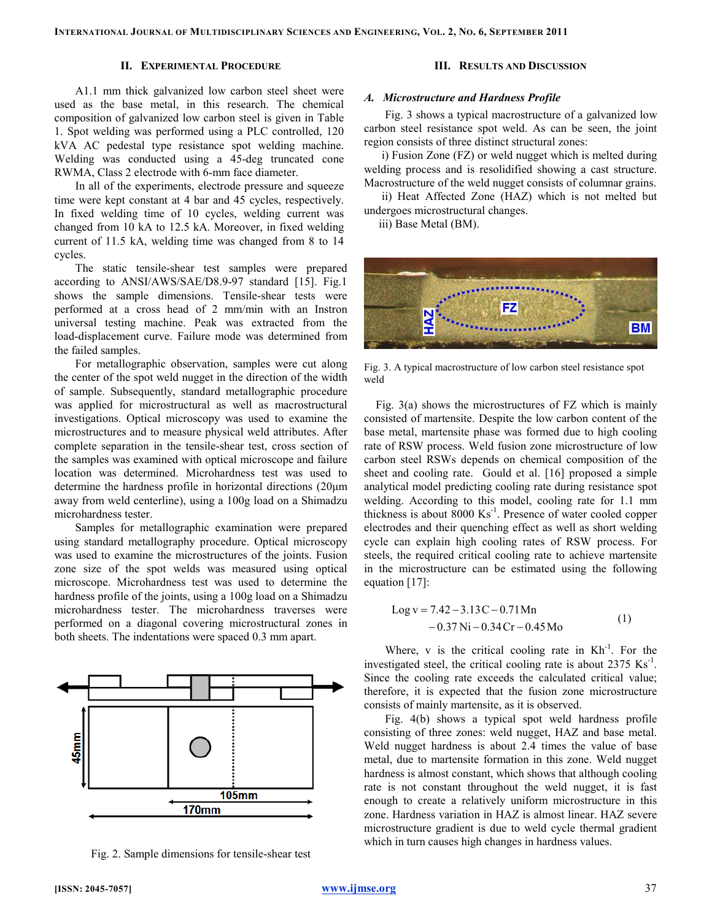## II. Experimental Procedure

A1.1 mm thick galvanized low carbon steel sheet were used as the base metal, in this research. The chemical composition of galvanized low carbon steel is given in Table 1. Spot welding was performed using a PLC controlled, 120 kVA AC pedestal type resistance spot welding machine. Welding was conducted using a 45-deg truncated cone RWMA, Class 2 electrode with 6-mm face diameter.

In all of the experiments, electrode pressure and squeeze time were kept constant at 4 bar and 45 cycles, respectively. In fixed welding time of 10 cycles, welding current was changed from 10 kA to 12.5 kA. Moreover, in fixed welding current of 11.5 kA, welding time was changed from 8 to 14 cycles.

The static tensile-shear test samples were prepared according to ANSI/AWS/SAE/D8.9-97 standard [15]. Fig.1 shows the sample dimensions. Tensile-shear tests were performed at a cross head of 2 mm/min with an Instron universal testing machine. Peak was extracted from the load-displacement curve. Failure mode was determined from the failed samples.

For metallographic observation, samples were cut along the center of the spot weld nugget in the direction of the width of sample. Subsequently, standard metallographic procedure was applied for microstructural as well as macrostructural investigations. Optical microscopy was used to examine the microstructures and to measure physical weld attributes. After complete separation in the tensile-shear test, cross section of the samples was examined with optical microscope and failure location was determined. Microhardness test was used to determine the hardness profile in horizontal directions (20μm away from weld centerline), using a 100g load on a Shimadzu microhardness tester.

Samples for metallographic examination were prepared using standard metallography procedure. Optical microscopy was used to examine the microstructures of the joints. Fusion zone size of the spot welds was measured using optical microscope. Microhardness test was used to determine the hardness profile of the joints, using a 100g load on a Shimadzu microhardness tester. The microhardness traverses were performed on a diagonal covering microstructural zones in both sheets. The indentations were spaced 0.3 mm apart.

Fig. 2. Sample dimensions for tensile-shear test

## III. Results and Discussion

### A. Microstructure and Hardness Profile

Fig. 3 shows a typical macrostructure of a galvanized low carbon steel resistance spot weld. As can be seen, the joint region consists of three distinct structural zones:

i) Fusion Zone (FZ) or weld nugget which is melted during welding process and is resolidified showing a cast structure. Macrostructure of the weld nugget consists of columnar grains.

ii) Heat Affected Zone (HAZ) which is not melted but undergoes microstructural changes.

iii) Base Metal (BM).

Fig. 3. A typical macrostructure of low carbon steel resistance spot weld

Fig. 3(a) shows the microstructures of FZ which is mainly consisted of martensite. Despite the low carbon content of the base metal, martensite phase was formed due to high cooling rate of RSW process. Weld fusion zone microstructure of low carbon steel RSWs depends on chemical composition of the sheet and cooling rate. Gould et al. [16] proposed a simple analytical model predicting cooling rate during resistance spot welding. According to this model, cooling rate for 1.1 mm thickness is about 8000 $Ks^{-1}$. Presence of water cooled copper electrodes and their quenching effect as well as short welding cycle can explain high cooling rates of RSW process. For steels, the required critical cooling rate to achieve martensite in the microstructure can be estimated using the following equation [17]:

$$\text{Log}\, v = 7.42 - 3.13\,C - 0.71\,Mn - 0.37\,Ni - 0.34\,Cr - 0.45\,Mo \tag{1}$$

Where, v is the critical cooling rate in $Kh^{-1}$. For the investigated steel, the critical cooling rate is about 2375 $Ks^{-1}$. Since the cooling rate exceeds the calculated critical value; therefore, it is expected that the fusion zone microstructure consists of mainly martensite, as it is observed.

Fig. 4(b) shows a typical spot weld hardness profile consisting of three zones: weld nugget, HAZ and base metal. Weld nugget hardness is about 2.4 times the value of base metal, due to martensite formation in this zone. Weld nugget hardness is almost constant, which shows that although cooling rate is not constant throughout the weld nugget, it is fast enough to create a relatively uniform microstructure in this zone. Hardness variation in HAZ is almost linear. HAZ severe microstructure gradient is due to weld cycle thermal gradient which in turn causes high changes in hardness values.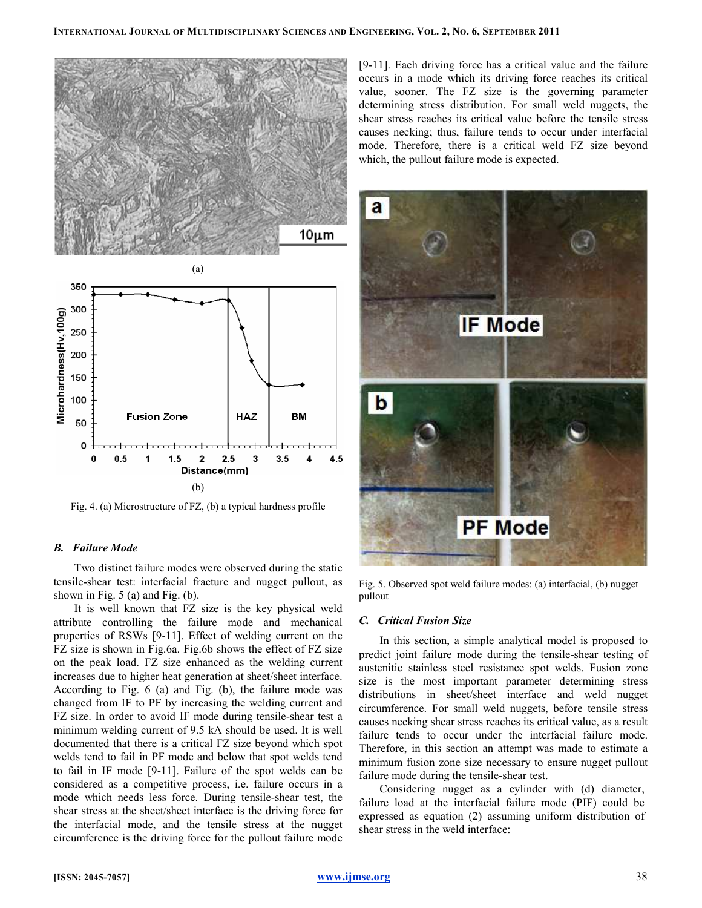Fig. 4. (a) Microstructure of FZ, (b) a typical hardness profile

### B. Failure Mode

Two distinct failure modes were observed during the static tensile-shear test: interfacial fracture and nugget pullout, as shown in Fig. 5 (a) and Fig. (b).

It is well known that FZ size is the key physical weld attribute controlling the failure mode and mechanical properties of RSWs [9-11]. Effect of welding current on the FZ size is shown in Fig.6a. Fig.6b shows the effect of FZ size on the peak load. FZ size enhanced as the welding current increases due to higher heat generation at sheet/sheet interface. According to Fig. 6 (a) and Fig. (b), the failure mode was changed from IF to PF by increasing the welding current and FZ size. In order to avoid IF mode during tensile-shear test a minimum welding current of 9.5 kA should be used. It is well documented that there is a critical FZ size beyond which spot welds tend to fail in PF mode and below that spot welds tend to fail in IF mode [9-11]. Failure of the spot welds can be considered as a competitive process, i.e. failure occurs in a mode which needs less force. During tensile-shear test, the shear stress at the sheet/sheet interface is the driving force for the interfacial mode, and the tensile stress at the nugget circumference is the driving force for the pullout failure mode [9-11]. Each driving force has a critical value and the failure occurs in a mode which its driving force reaches its critical value, sooner. The FZ size is the governing parameter determining stress distribution. For small weld nuggets, the shear stress reaches its critical value before the tensile stress causes necking; thus, failure tends to occur under interfacial mode. Therefore, there is a critical weld FZ size beyond which, the pullout failure mode is expected.

Fig. 5. Observed spot weld failure modes: (a) interfacial, (b) nugget pullout

### C. Critical Fusion Size

In this section, a simple analytical model is proposed to predict joint failure mode during the tensile-shear testing of austenitic stainless steel resistance spot welds. Fusion zone size is the most important parameter determining stress distributions in sheet/sheet interface and weld nugget circumference. For small weld nuggets, before tensile stress causes necking shear stress reaches its critical value, as a result failure tends to occur under the interfacial failure mode. Therefore, in this section an attempt was made to estimate a minimum fusion zone size necessary to ensure nugget pullout failure mode during the tensile-shear test.

Considering nugget as a cylinder with (d) diameter, failure load at the interfacial failure mode (PIF) could be expressed as equation (2) assuming uniform distribution of shear stress in the weld interface: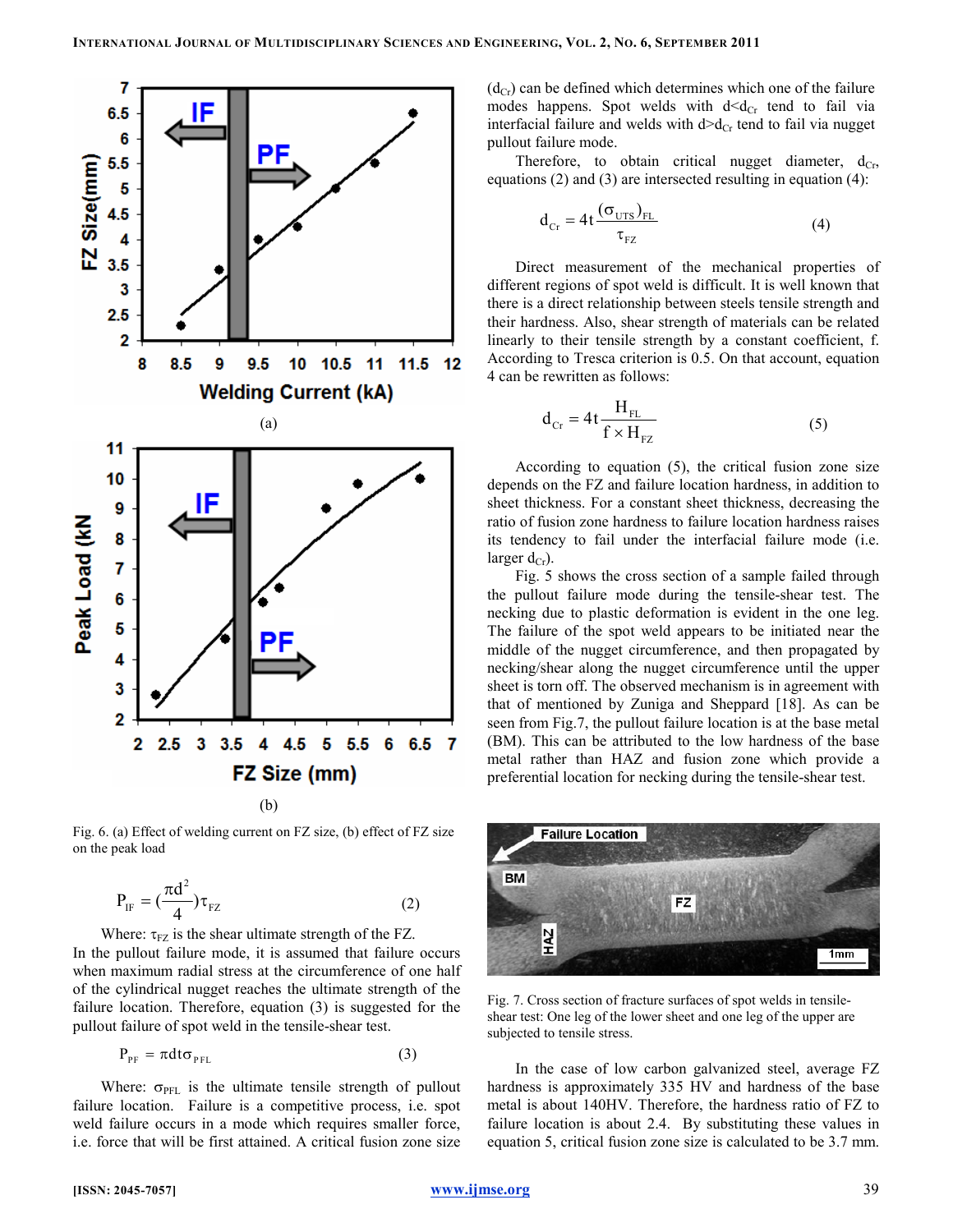Fig. 6. (a) Effect of welding current on FZ size, (b) effect of FZ size on the peak load

$$P_{IF} = \left(\frac{\pi d^2}{4}\right)\tau_{FZ} \qquad (2)$$

Where: $\tau_{FZ}$ is the shear ultimate strength of the FZ.

In the pullout failure mode, it is assumed that failure occurs when maximum radial stress at the circumference of one half of the cylindrical nugget reaches the ultimate strength of the failure location. Therefore, equation (3) is suggested for the pullout failure of spot weld in the tensile-shear test.

$$P_{PF} = \pi d t \sigma_{PFL} \qquad (3)$$

Where: $\sigma_{PFL}$ is the ultimate tensile strength of pullout failure location. Failure is a competitive process, i.e. spot weld failure occurs in a mode which requires smaller force, i.e. force that will be first attained. A critical fusion zone size ($d_{Cr}$) can be defined which determines which one of the failure modes happens. Spot welds with $d<d_{Cr}$ tend to fail via interfacial failure and welds with $d>d_{Cr}$ tend to fail via nugget pullout failure mode.

Therefore, to obtain critical nugget diameter, $d_{Cr}$, equations (2) and (3) are intersected resulting in equation (4):

$$d_{Cr} = 4t\frac{(\sigma_{UTS})_{FL}}{\tau_{FZ}} \qquad (4)$$

Direct measurement of the mechanical properties of different regions of spot weld is difficult. It is well known that there is a direct relationship between steels tensile strength and their hardness. Also, shear strength of materials can be related linearly to their tensile strength by a constant coefficient, f. According to Tresca criterion is 0.5. On that account, equation 4 can be rewritten as follows:

$$d_{Cr} = 4t\frac{H_{FL}}{f \times H_{FZ}} \qquad (5)$$

According to equation (5), the critical fusion zone size depends on the FZ and failure location hardness, in addition to sheet thickness. For a constant sheet thickness, decreasing the ratio of fusion zone hardness to failure location hardness raises its tendency to fail under the interfacial failure mode (i.e. larger $d_{Cr}$).

Fig. 5 shows the cross section of a sample failed through the pullout failure mode during the tensile-shear test. The necking due to plastic deformation is evident in the one leg. The failure of the spot weld appears to be initiated near the middle of the nugget circumference, and then propagated by necking/shear along the nugget circumference until the upper sheet is torn off. The observed mechanism is in agreement with that of mentioned by Zuniga and Sheppard [18]. As can be seen from Fig.7, the pullout failure location is at the base metal (BM). This can be attributed to the low hardness of the base metal rather than HAZ and fusion zone which provide a preferential location for necking during the tensile-shear test.

Fig. 7. Cross section of fracture surfaces of spot welds in tensile-shear test: One leg of the lower sheet and one leg of the upper are subjected to tensile stress.

In the case of low carbon galvanized steel, average FZ hardness is approximately 335 HV and hardness of the base metal is about 140HV. Therefore, the hardness ratio of FZ to failure location is about 2.4. By substituting these values in equation 5, critical fusion zone size is calculated to be 3.7 mm.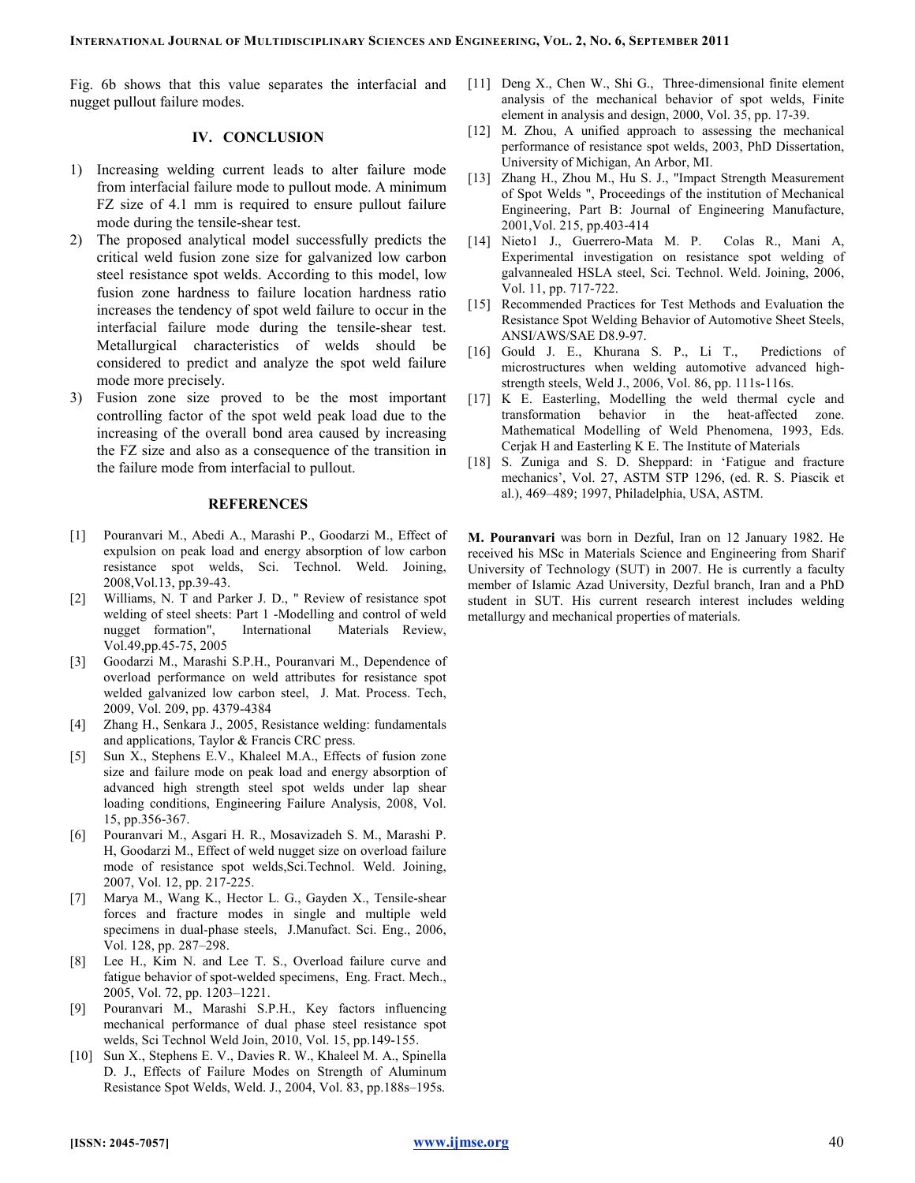Fig. 6b shows that this value separates the interfacial and nugget pullout failure modes.

## IV. CONCLUSION

1) Increasing welding current leads to alter failure mode from interfacial failure mode to pullout mode. A minimum FZ size of 4.1 mm is required to ensure pullout failure mode during the tensile-shear test.
2) The proposed analytical model successfully predicts the critical weld fusion zone size for galvanized low carbon steel resistance spot welds. According to this model, low fusion zone hardness to failure location hardness ratio increases the tendency of spot weld failure to occur in the interfacial failure mode during the tensile-shear test. Metallurgical characteristics of welds should be considered to predict and analyze the spot weld failure mode more precisely.
3) Fusion zone size proved to be the most important controlling factor of the spot weld peak load due to the increasing of the overall bond area caused by increasing the FZ size and also as a consequence of the transition in the failure mode from interfacial to pullout.

## REFERENCES

[1] Pouranvari M., Abedi A., Marashi P., Goodarzi M., Effect of expulsion on peak load and energy absorption of low carbon resistance spot welds, Sci. Technol. Weld. Joining, 2008,Vol.13, pp.39-43.

[2] Williams, N. T and Parker J. D., " Review of resistance spot welding of steel sheets: Part 1 -Modelling and control of weld nugget formation", International Materials Review, Vol.49,pp.45-75, 2005

[3] Goodarzi M., Marashi S.P.H., Pouranvari M., Dependence of overload performance on weld attributes for resistance spot welded galvanized low carbon steel, J. Mat. Process. Tech, 2009, Vol. 209, pp. 4379-4384

[4] Zhang H., Senkara J., 2005, Resistance welding: fundamentals and applications, Taylor & Francis CRC press.

[5] Sun X., Stephens E.V., Khaleel M.A., Effects of fusion zone size and failure mode on peak load and energy absorption of advanced high strength steel spot welds under lap shear loading conditions, Engineering Failure Analysis, 2008, Vol. 15, pp.356-367.

[6] Pouranvari M., Asgari H. R., Mosavizadeh S. M., Marashi P. H, Goodarzi M., Effect of weld nugget size on overload failure mode of resistance spot welds,Sci.Technol. Weld. Joining, 2007, Vol. 12, pp. 217-225.

[7] Marya M., Wang K., Hector L. G., Gayden X., Tensile-shear forces and fracture modes in single and multiple weld specimens in dual-phase steels, J.Manufact. Sci. Eng., 2006, Vol. 128, pp. 287–298.

[8] Lee H., Kim N. and Lee T. S., Overload failure curve and fatigue behavior of spot-welded specimens, Eng. Fract. Mech., 2005, Vol. 72, pp. 1203–1221.

[9] Pouranvari M., Marashi S.P.H., Key factors influencing mechanical performance of dual phase steel resistance spot welds, Sci Technol Weld Join, 2010, Vol. 15, pp.149-155.

[10] Sun X., Stephens E. V., Davies R. W., Khaleel M. A., Spinella D. J., Effects of Failure Modes on Strength of Aluminum Resistance Spot Welds, Weld. J., 2004, Vol. 83, pp.188s–195s.

[11] Deng X., Chen W., Shi G., Three-dimensional finite element analysis of the mechanical behavior of spot welds, Finite element in analysis and design, 2000, Vol. 35, pp. 17-39.

[12] M. Zhou, A unified approach to assessing the mechanical performance of resistance spot welds, 2003, PhD Dissertation, University of Michigan, An Arbor, MI.

[13] Zhang H., Zhou M., Hu S. J., "Impact Strength Measurement of Spot Welds ", Proceedings of the institution of Mechanical Engineering, Part B: Journal of Engineering Manufacture, 2001,Vol. 215, pp.403-414

[14] Nieto1 J., Guerrero-Mata M. P. Colas R., Mani A, Experimental investigation on resistance spot welding of galvannealed HSLA steel, Sci. Technol. Weld. Joining, 2006, Vol. 11, pp. 717-722.

[15] Recommended Practices for Test Methods and Evaluation the Resistance Spot Welding Behavior of Automotive Sheet Steels, ANSI/AWS/SAE D8.9-97.

[16] Gould J. E., Khurana S. P., Li T., Predictions of microstructures when welding automotive advanced high-strength steels, Weld J., 2006, Vol. 86, pp. 111s-116s.

[17] K E. Easterling, Modelling the weld thermal cycle and transformation behavior in the heat-affected zone. Mathematical Modelling of Weld Phenomena, 1993, Eds. Cerjak H and Easterling K E. The Institute of Materials

[18] S. Zuniga and S. D. Sheppard: in 'Fatigue and fracture mechanics', Vol. 27, ASTM STP 1296, (ed. R. S. Piascik et al.), 469–489; 1997, Philadelphia, USA, ASTM.

**M. Pouranvari** was born in Dezful, Iran on 12 January 1982. He received his MSc in Materials Science and Engineering from Sharif University of Technology (SUT) in 2007. He is currently a faculty member of Islamic Azad University, Dezful branch, Iran and a PhD student in SUT. His current research interest includes welding metallurgy and mechanical properties of materials.